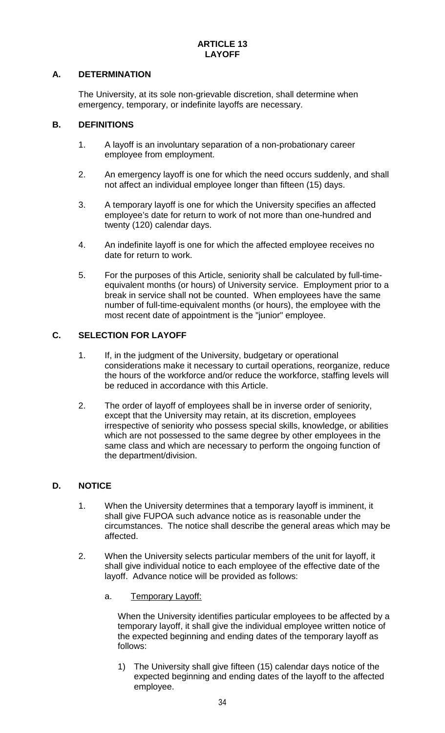# ARTICLE 13
# LAYOFF

## A. DETERMINATION

The University, at its sole non-grievable discretion, shall determine when emergency, temporary, or indefinite layoffs are necessary.

## B. DEFINITIONS

1. A layoff is an involuntary separation of a non-probationary career employee from employment.

2. An emergency layoff is one for which the need occurs suddenly, and shall not affect an individual employee longer than fifteen (15) days.

3. A temporary layoff is one for which the University specifies an affected employee's date for return to work of not more than one-hundred and twenty (120) calendar days.

4. An indefinite layoff is one for which the affected employee receives no date for return to work.

5. For the purposes of this Article, seniority shall be calculated by full-time-equivalent months (or hours) of University service. Employment prior to a break in service shall not be counted. When employees have the same number of full-time-equivalent months (or hours), the employee with the most recent date of appointment is the "junior" employee.

## C. SELECTION FOR LAYOFF

1. If, in the judgment of the University, budgetary or operational considerations make it necessary to curtail operations, reorganize, reduce the hours of the workforce and/or reduce the workforce, staffing levels will be reduced in accordance with this Article.

2. The order of layoff of employees shall be in inverse order of seniority, except that the University may retain, at its discretion, employees irrespective of seniority who possess special skills, knowledge, or abilities which are not possessed to the same degree by other employees in the same class and which are necessary to perform the ongoing function of the department/division.

## D. NOTICE

1. When the University determines that a temporary layoff is imminent, it shall give FUPOA such advance notice as is reasonable under the circumstances. The notice shall describe the general areas which may be affected.

2. When the University selects particular members of the unit for layoff, it shall give individual notice to each employee of the effective date of the layoff. Advance notice will be provided as follows:

   a. <u>Temporary Layoff:</u>

      When the University identifies particular employees to be affected by a temporary layoff, it shall give the individual employee written notice of the expected beginning and ending dates of the temporary layoff as follows:

      1) The University shall give fifteen (15) calendar days notice of the expected beginning and ending dates of the layoff to the affected employee.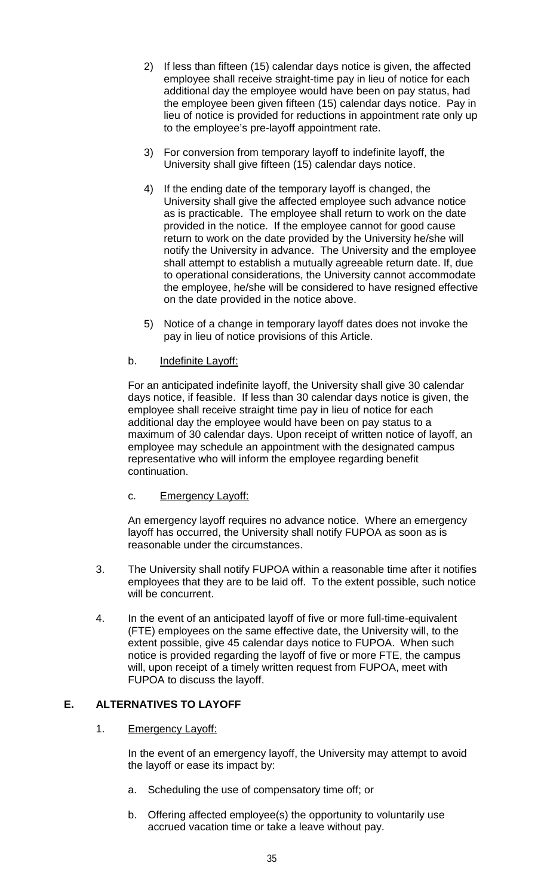2) If less than fifteen (15) calendar days notice is given, the affected employee shall receive straight-time pay in lieu of notice for each additional day the employee would have been on pay status, had the employee been given fifteen (15) calendar days notice. Pay in lieu of notice is provided for reductions in appointment rate only up to the employee's pre-layoff appointment rate.

3) For conversion from temporary layoff to indefinite layoff, the University shall give fifteen (15) calendar days notice.

4) If the ending date of the temporary layoff is changed, the University shall give the affected employee such advance notice as is practicable. The employee shall return to work on the date provided in the notice. If the employee cannot for good cause return to work on the date provided by the University he/she will notify the University in advance. The University and the employee shall attempt to establish a mutually agreeable return date. If, due to operational considerations, the University cannot accommodate the employee, he/she will be considered to have resigned effective on the date provided in the notice above.

5) Notice of a change in temporary layoff dates does not invoke the pay in lieu of notice provisions of this Article.

b. Indefinite Layoff:

For an anticipated indefinite layoff, the University shall give 30 calendar days notice, if feasible. If less than 30 calendar days notice is given, the employee shall receive straight time pay in lieu of notice for each additional day the employee would have been on pay status to a maximum of 30 calendar days. Upon receipt of written notice of layoff, an employee may schedule an appointment with the designated campus representative who will inform the employee regarding benefit continuation.

c. Emergency Layoff:

An emergency layoff requires no advance notice. Where an emergency layoff has occurred, the University shall notify FUPOA as soon as is reasonable under the circumstances.

3. The University shall notify FUPOA within a reasonable time after it notifies employees that they are to be laid off. To the extent possible, such notice will be concurrent.

4. In the event of an anticipated layoff of five or more full-time-equivalent (FTE) employees on the same effective date, the University will, to the extent possible, give 45 calendar days notice to FUPOA. When such notice is provided regarding the layoff of five or more FTE, the campus will, upon receipt of a timely written request from FUPOA, meet with FUPOA to discuss the layoff.

## E. ALTERNATIVES TO LAYOFF

1. Emergency Layoff:

In the event of an emergency layoff, the University may attempt to avoid the layoff or ease its impact by:

a. Scheduling the use of compensatory time off; or

b. Offering affected employee(s) the opportunity to voluntarily use accrued vacation time or take a leave without pay.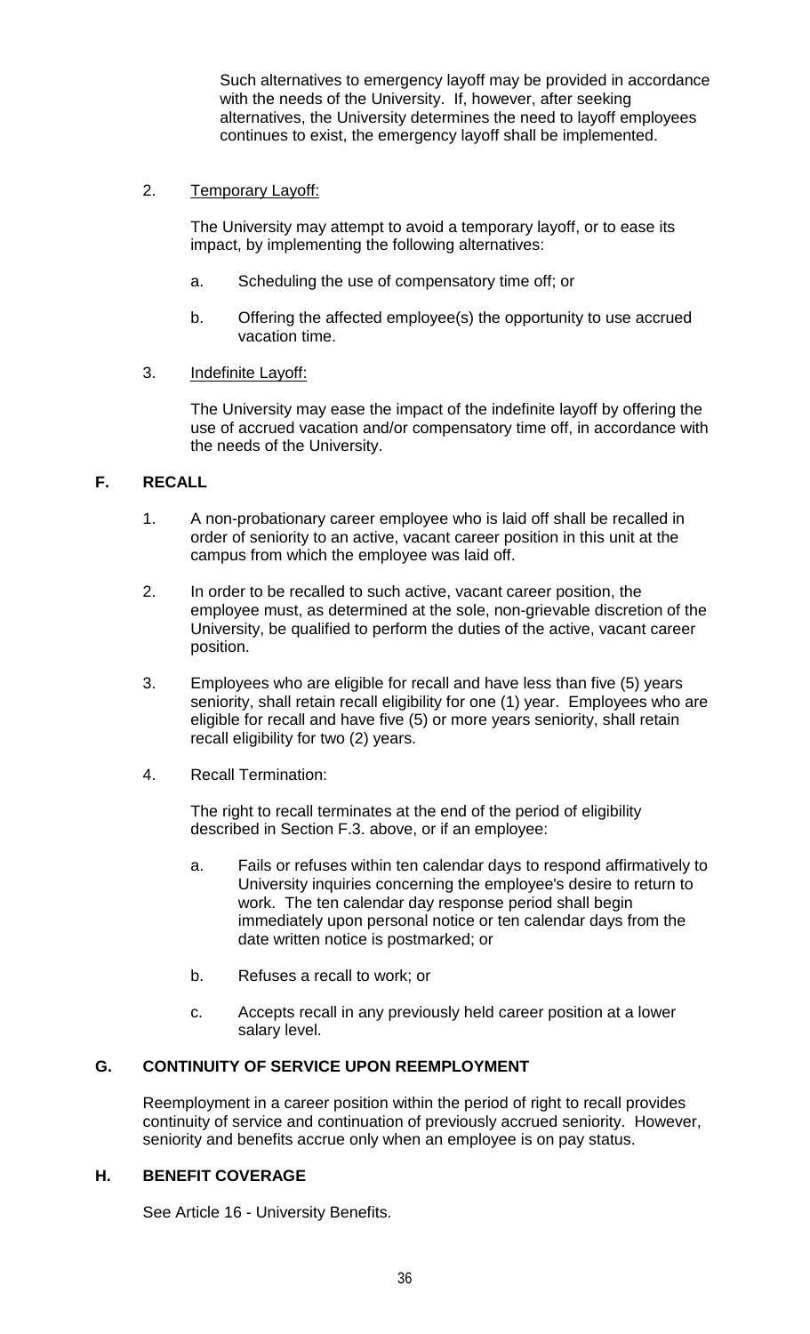Such alternatives to emergency layoff may be provided in accordance with the needs of the University. If, however, after seeking alternatives, the University determines the need to layoff employees continues to exist, the emergency layoff shall be implemented.

2. Temporary Layoff:

   The University may attempt to avoid a temporary layoff, or to ease its impact, by implementing the following alternatives:

   a. Scheduling the use of compensatory time off; or

   b. Offering the affected employee(s) the opportunity to use accrued vacation time.

3. Indefinite Layoff:

   The University may ease the impact of the indefinite layoff by offering the use of accrued vacation and/or compensatory time off, in accordance with the needs of the University.

## F. RECALL

1. A non-probationary career employee who is laid off shall be recalled in order of seniority to an active, vacant career position in this unit at the campus from which the employee was laid off.

2. In order to be recalled to such active, vacant career position, the employee must, as determined at the sole, non-grievable discretion of the University, be qualified to perform the duties of the active, vacant career position.

3. Employees who are eligible for recall and have less than five (5) years seniority, shall retain recall eligibility for one (1) year. Employees who are eligible for recall and have five (5) or more years seniority, shall retain recall eligibility for two (2) years.

4. Recall Termination:

   The right to recall terminates at the end of the period of eligibility described in Section F.3. above, or if an employee:

   a. Fails or refuses within ten calendar days to respond affirmatively to University inquiries concerning the employee's desire to return to work. The ten calendar day response period shall begin immediately upon personal notice or ten calendar days from the date written notice is postmarked; or

   b. Refuses a recall to work; or

   c. Accepts recall in any previously held career position at a lower salary level.

## G. CONTINUITY OF SERVICE UPON REEMPLOYMENT

Reemployment in a career position within the period of right to recall provides continuity of service and continuation of previously accrued seniority. However, seniority and benefits accrue only when an employee is on pay status.

## H. BENEFIT COVERAGE

See Article 16 - University Benefits.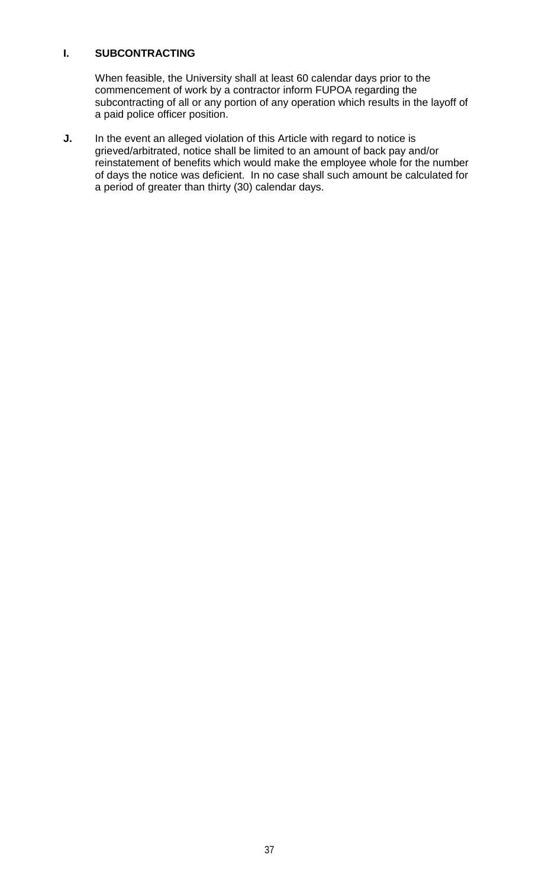**I. SUBCONTRACTING**

When feasible, the University shall at least 60 calendar days prior to the commencement of work by a contractor inform FUPOA regarding the subcontracting of all or any portion of any operation which results in the layoff of a paid police officer position.

**J.** In the event an alleged violation of this Article with regard to notice is grieved/arbitrated, notice shall be limited to an amount of back pay and/or reinstatement of benefits which would make the employee whole for the number of days the notice was deficient. In no case shall such amount be calculated for a period of greater than thirty (30) calendar days.